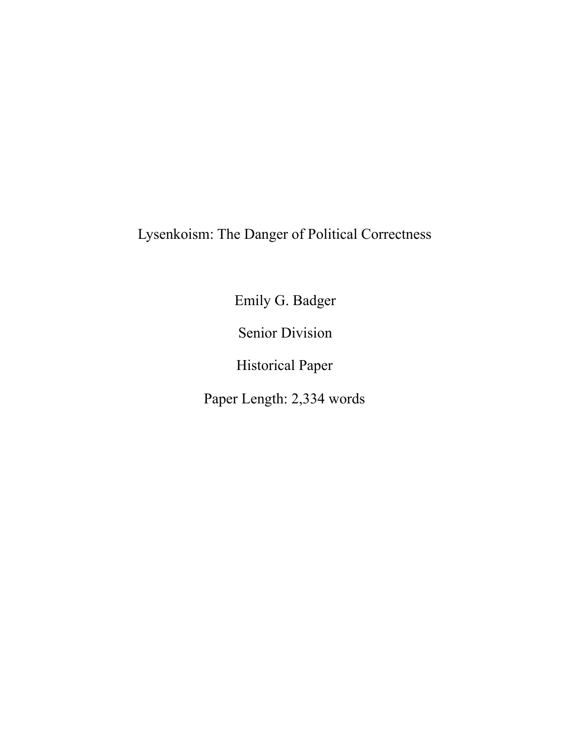# Lysenkoism: The Danger of Political Correctness

Emily G. Badger

Senior Division

Historical Paper

Paper Length: 2,334 words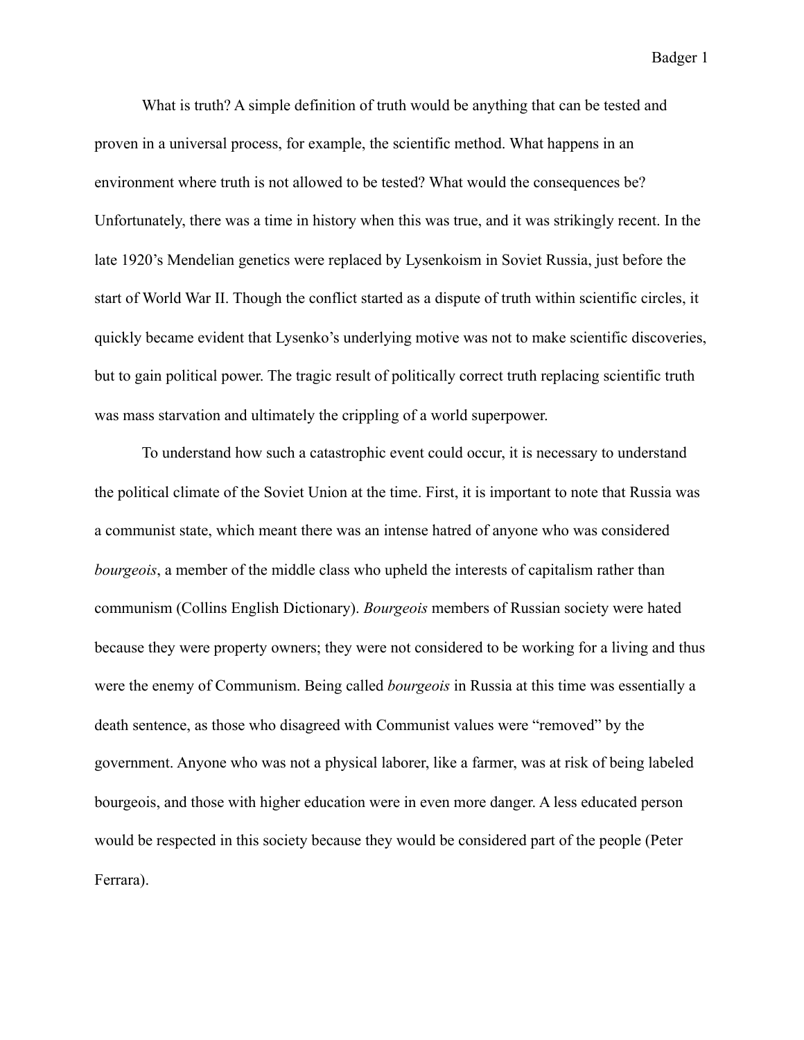What is truth? A simple definition of truth would be anything that can be tested and proven in a universal process, for example, the scientific method. What happens in an environment where truth is not allowed to be tested? What would the consequences be? Unfortunately, there was a time in history when this was true, and it was strikingly recent. In the late 1920's Mendelian genetics were replaced by Lysenkoism in Soviet Russia, just before the start of World War II. Though the conflict started as a dispute of truth within scientific circles, it quickly became evident that Lysenko's underlying motive was not to make scientific discoveries, but to gain political power. The tragic result of politically correct truth replacing scientific truth was mass starvation and ultimately the crippling of a world superpower.

To understand how such a catastrophic event could occur, it is necessary to understand the political climate of the Soviet Union at the time. First, it is important to note that Russia was a communist state, which meant there was an intense hatred of anyone who was considered *bourgeois*, a member of the middle class who upheld the interests of capitalism rather than communism (Collins English Dictionary). *Bourgeois* members of Russian society were hated because they were property owners; they were not considered to be working for a living and thus were the enemy of Communism. Being called *bourgeois* in Russia at this time was essentially a death sentence, as those who disagreed with Communist values were "removed" by the government. Anyone who was not a physical laborer, like a farmer, was at risk of being labeled bourgeois, and those with higher education were in even more danger. A less educated person would be respected in this society because they would be considered part of the people (Peter Ferrara).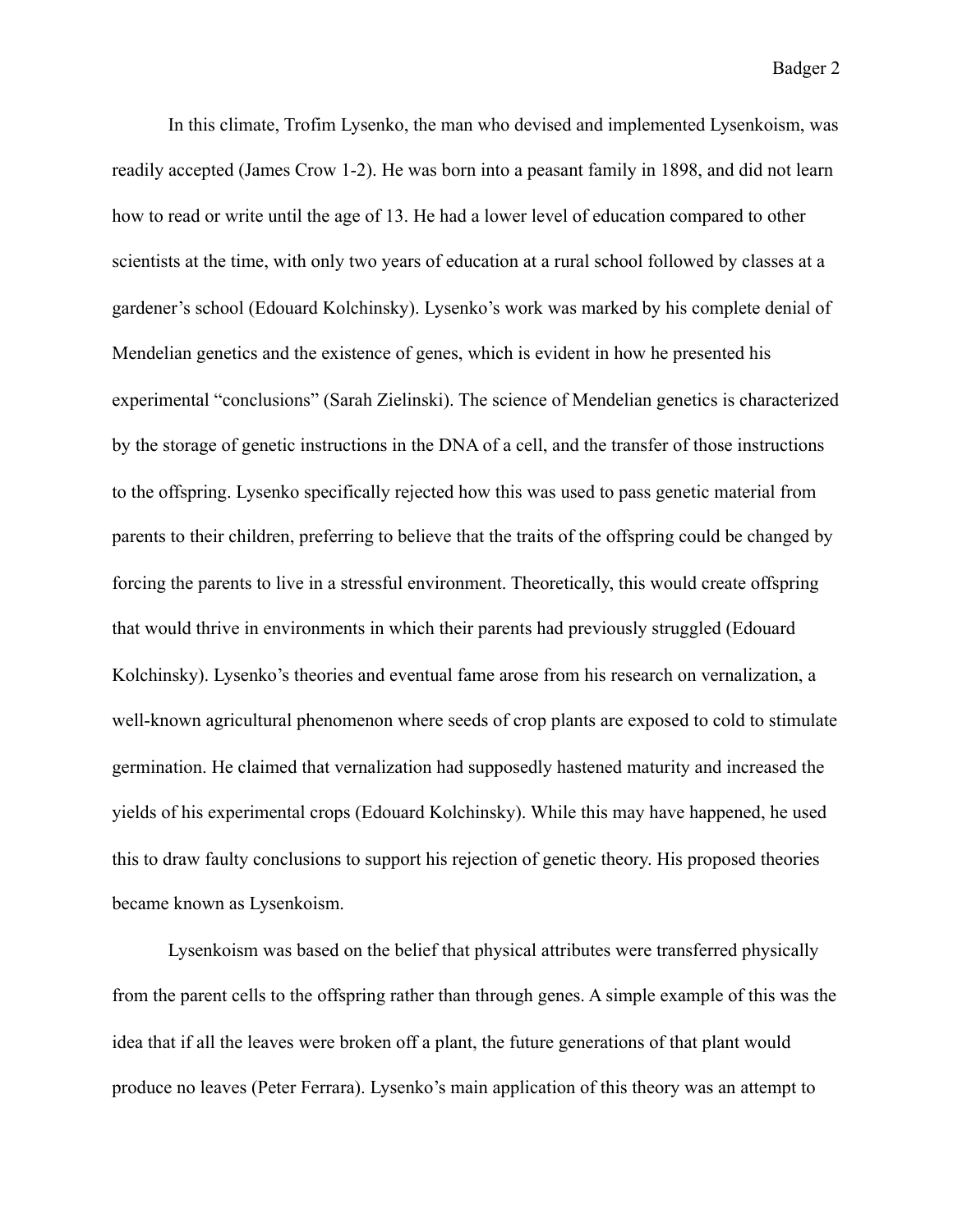In this climate, Trofim Lysenko, the man who devised and implemented Lysenkoism, was readily accepted (James Crow 1-2). He was born into a peasant family in 1898, and did not learn how to read or write until the age of 13. He had a lower level of education compared to other scientists at the time, with only two years of education at a rural school followed by classes at a gardener's school (Edouard Kolchinsky). Lysenko's work was marked by his complete denial of Mendelian genetics and the existence of genes, which is evident in how he presented his experimental "conclusions" (Sarah Zielinski). The science of Mendelian genetics is characterized by the storage of genetic instructions in the DNA of a cell, and the transfer of those instructions to the offspring. Lysenko specifically rejected how this was used to pass genetic material from parents to their children, preferring to believe that the traits of the offspring could be changed by forcing the parents to live in a stressful environment. Theoretically, this would create offspring that would thrive in environments in which their parents had previously struggled (Edouard Kolchinsky). Lysenko's theories and eventual fame arose from his research on vernalization, a well-known agricultural phenomenon where seeds of crop plants are exposed to cold to stimulate germination. He claimed that vernalization had supposedly hastened maturity and increased the yields of his experimental crops (Edouard Kolchinsky). While this may have happened, he used this to draw faulty conclusions to support his rejection of genetic theory. His proposed theories became known as Lysenkoism.

Lysenkoism was based on the belief that physical attributes were transferred physically from the parent cells to the offspring rather than through genes. A simple example of this was the idea that if all the leaves were broken off a plant, the future generations of that plant would produce no leaves (Peter Ferrara). Lysenko's main application of this theory was an attempt to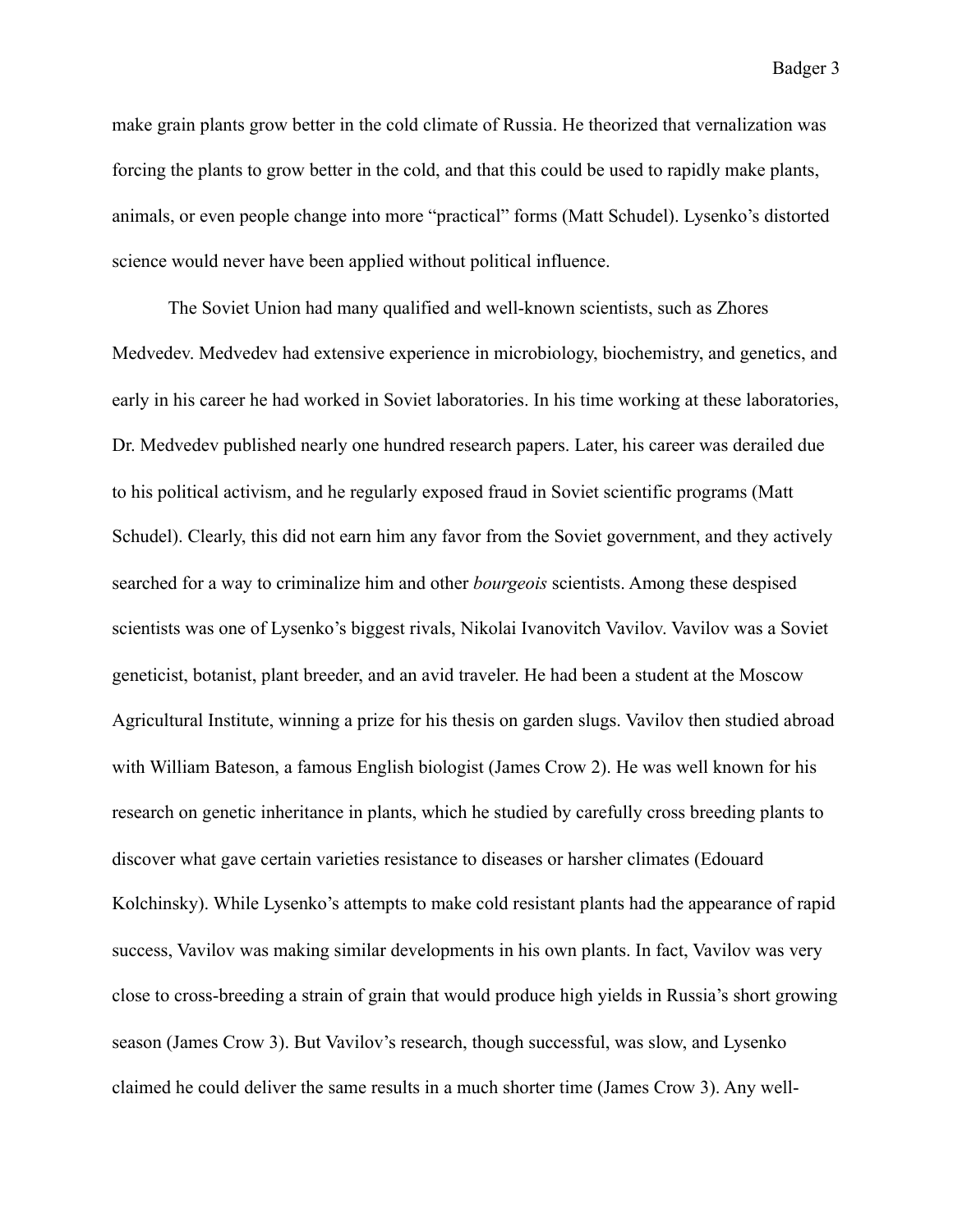make grain plants grow better in the cold climate of Russia. He theorized that vernalization was forcing the plants to grow better in the cold, and that this could be used to rapidly make plants, animals, or even people change into more "practical" forms (Matt Schudel). Lysenko's distorted science would never have been applied without political influence.

The Soviet Union had many qualified and well-known scientists, such as Zhores Medvedev. Medvedev had extensive experience in microbiology, biochemistry, and genetics, and early in his career he had worked in Soviet laboratories. In his time working at these laboratories, Dr. Medvedev published nearly one hundred research papers. Later, his career was derailed due to his political activism, and he regularly exposed fraud in Soviet scientific programs (Matt Schudel). Clearly, this did not earn him any favor from the Soviet government, and they actively searched for a way to criminalize him and other *bourgeois* scientists. Among these despised scientists was one of Lysenko's biggest rivals, Nikolai Ivanovitch Vavilov. Vavilov was a Soviet geneticist, botanist, plant breeder, and an avid traveler. He had been a student at the Moscow Agricultural Institute, winning a prize for his thesis on garden slugs. Vavilov then studied abroad with William Bateson, a famous English biologist (James Crow 2). He was well known for his research on genetic inheritance in plants, which he studied by carefully cross breeding plants to discover what gave certain varieties resistance to diseases or harsher climates (Edouard Kolchinsky). While Lysenko's attempts to make cold resistant plants had the appearance of rapid success, Vavilov was making similar developments in his own plants. In fact, Vavilov was very close to cross-breeding a strain of grain that would produce high yields in Russia's short growing season (James Crow 3). But Vavilov's research, though successful, was slow, and Lysenko claimed he could deliver the same results in a much shorter time (James Crow 3). Any well-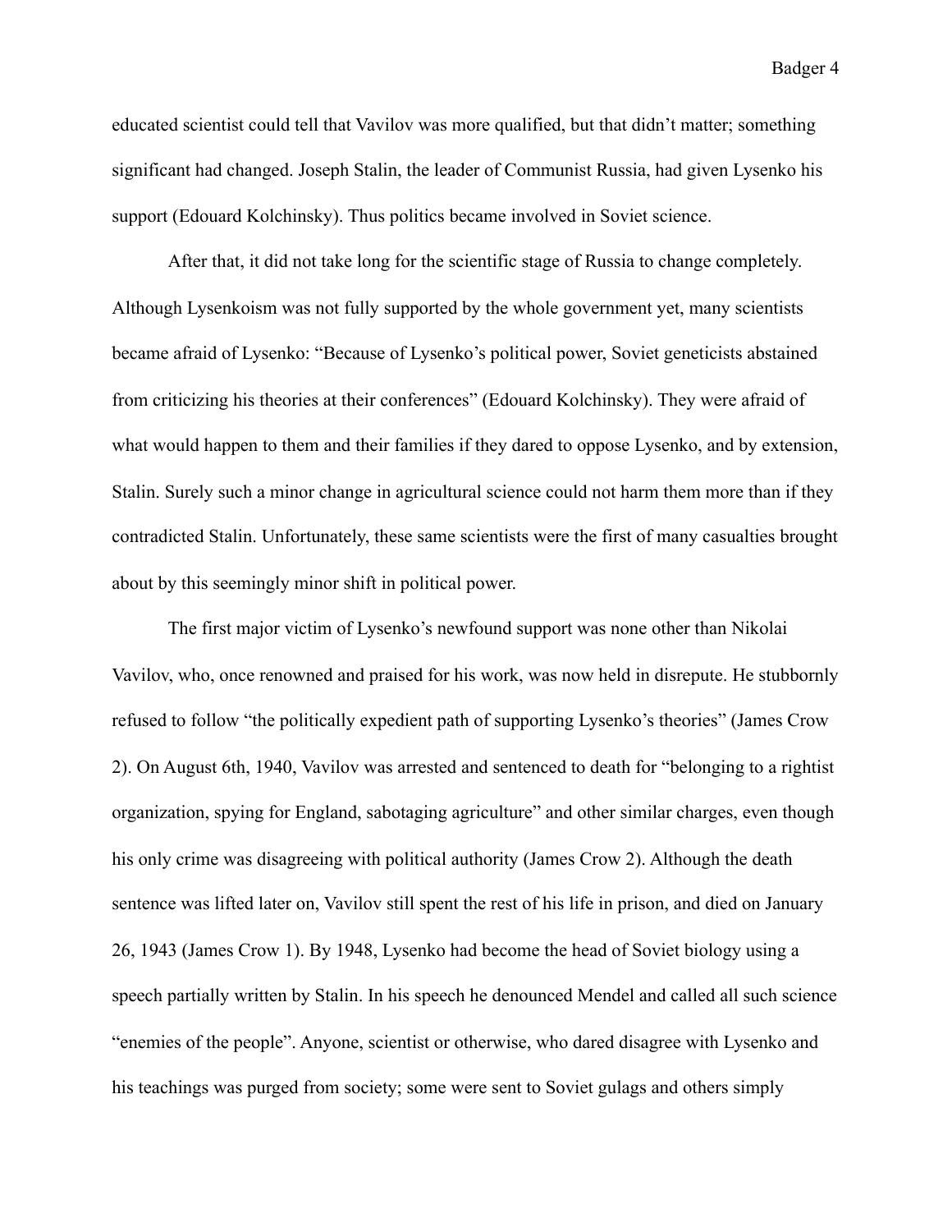educated scientist could tell that Vavilov was more qualified, but that didn't matter; something significant had changed. Joseph Stalin, the leader of Communist Russia, had given Lysenko his support (Edouard Kolchinsky). Thus politics became involved in Soviet science.

After that, it did not take long for the scientific stage of Russia to change completely. Although Lysenkoism was not fully supported by the whole government yet, many scientists became afraid of Lysenko: "Because of Lysenko's political power, Soviet geneticists abstained from criticizing his theories at their conferences" (Edouard Kolchinsky). They were afraid of what would happen to them and their families if they dared to oppose Lysenko, and by extension, Stalin. Surely such a minor change in agricultural science could not harm them more than if they contradicted Stalin. Unfortunately, these same scientists were the first of many casualties brought about by this seemingly minor shift in political power.

The first major victim of Lysenko's newfound support was none other than Nikolai Vavilov, who, once renowned and praised for his work, was now held in disrepute. He stubbornly refused to follow "the politically expedient path of supporting Lysenko's theories" (James Crow 2). On August 6th, 1940, Vavilov was arrested and sentenced to death for "belonging to a rightist organization, spying for England, sabotaging agriculture" and other similar charges, even though his only crime was disagreeing with political authority (James Crow 2). Although the death sentence was lifted later on, Vavilov still spent the rest of his life in prison, and died on January 26, 1943 (James Crow 1). By 1948, Lysenko had become the head of Soviet biology using a speech partially written by Stalin. In his speech he denounced Mendel and called all such science "enemies of the people". Anyone, scientist or otherwise, who dared disagree with Lysenko and his teachings was purged from society; some were sent to Soviet gulags and others simply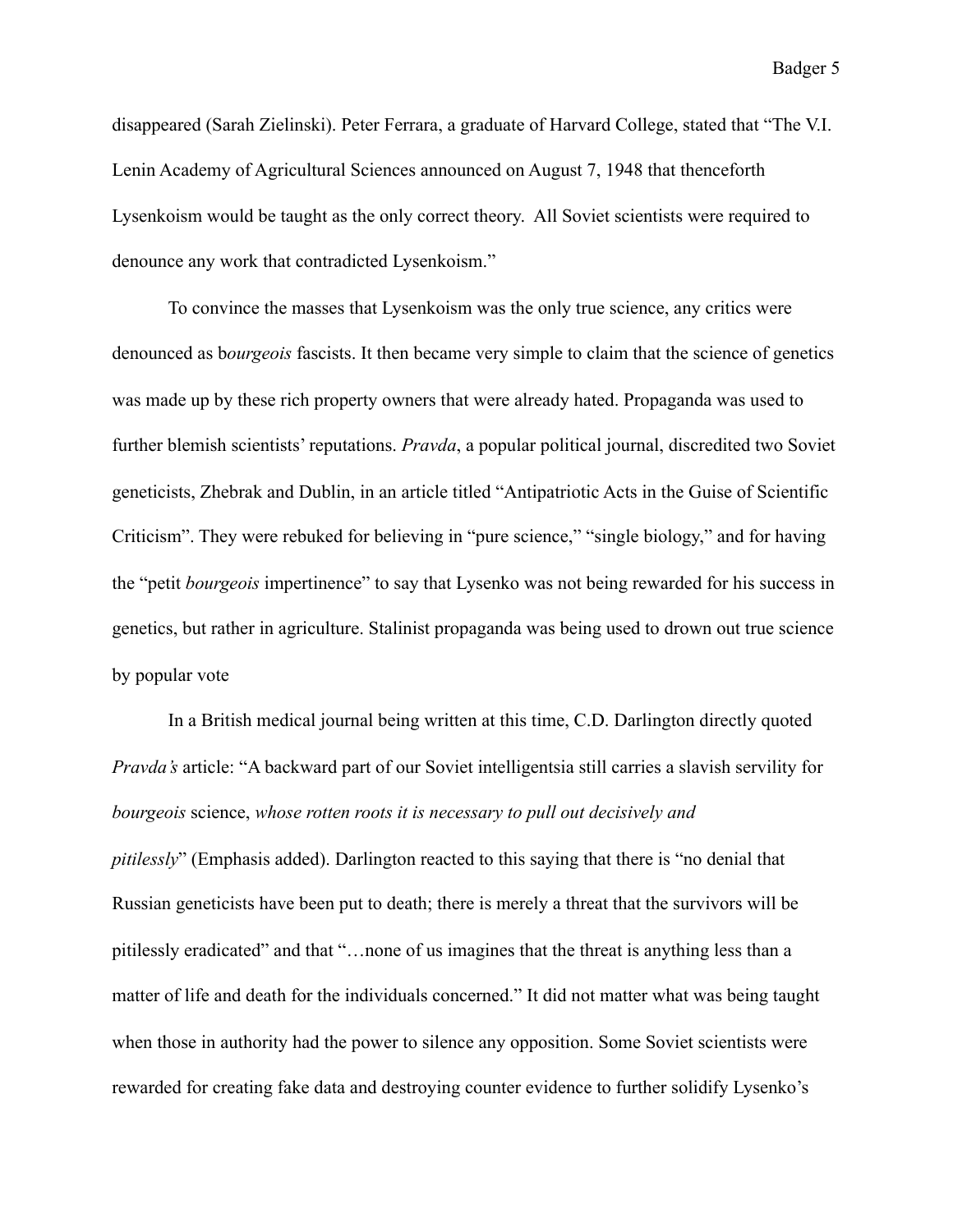disappeared (Sarah Zielinski). Peter Ferrara, a graduate of Harvard College, stated that "The V.I. Lenin Academy of Agricultural Sciences announced on August 7, 1948 that thenceforth Lysenkoism would be taught as the only correct theory. All Soviet scientists were required to denounce any work that contradicted Lysenkoism."

To convince the masses that Lysenkoism was the only true science, any critics were denounced as b*ourgeois* fascists. It then became very simple to claim that the science of genetics was made up by these rich property owners that were already hated. Propaganda was used to further blemish scientists' reputations. *Pravda*, a popular political journal, discredited two Soviet geneticists, Zhebrak and Dublin, in an article titled "Antipatriotic Acts in the Guise of Scientific Criticism". They were rebuked for believing in "pure science," "single biology," and for having the "petit *bourgeois* impertinence" to say that Lysenko was not being rewarded for his success in genetics, but rather in agriculture. Stalinist propaganda was being used to drown out true science by popular vote

In a British medical journal being written at this time, C.D. Darlington directly quoted *Pravda's* article: "A backward part of our Soviet intelligentsia still carries a slavish servility for *bourgeois* science, *whose rotten roots it is necessary to pull out decisively and pitilessly*" (Emphasis added). Darlington reacted to this saying that there is "no denial that Russian geneticists have been put to death; there is merely a threat that the survivors will be pitilessly eradicated" and that "…none of us imagines that the threat is anything less than a matter of life and death for the individuals concerned." It did not matter what was being taught when those in authority had the power to silence any opposition. Some Soviet scientists were rewarded for creating fake data and destroying counter evidence to further solidify Lysenko's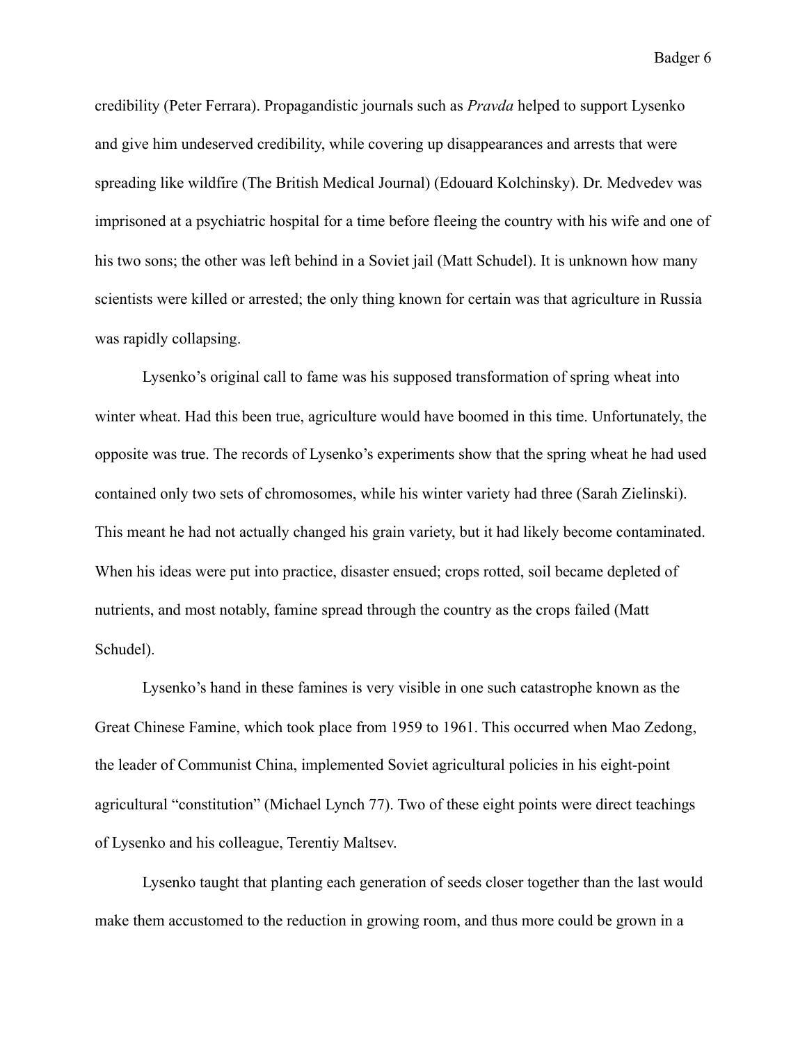credibility (Peter Ferrara). Propagandistic journals such as *Pravda* helped to support Lysenko and give him undeserved credibility, while covering up disappearances and arrests that were spreading like wildfire (The British Medical Journal) (Edouard Kolchinsky). Dr. Medvedev was imprisoned at a psychiatric hospital for a time before fleeing the country with his wife and one of his two sons; the other was left behind in a Soviet jail (Matt Schudel). It is unknown how many scientists were killed or arrested; the only thing known for certain was that agriculture in Russia was rapidly collapsing.

Lysenko's original call to fame was his supposed transformation of spring wheat into winter wheat. Had this been true, agriculture would have boomed in this time. Unfortunately, the opposite was true. The records of Lysenko's experiments show that the spring wheat he had used contained only two sets of chromosomes, while his winter variety had three (Sarah Zielinski). This meant he had not actually changed his grain variety, but it had likely become contaminated. When his ideas were put into practice, disaster ensued; crops rotted, soil became depleted of nutrients, and most notably, famine spread through the country as the crops failed (Matt Schudel).

Lysenko's hand in these famines is very visible in one such catastrophe known as the Great Chinese Famine, which took place from 1959 to 1961. This occurred when Mao Zedong, the leader of Communist China, implemented Soviet agricultural policies in his eight-point agricultural "constitution" (Michael Lynch 77). Two of these eight points were direct teachings of Lysenko and his colleague, Terentiy Maltsev.

Lysenko taught that planting each generation of seeds closer together than the last would make them accustomed to the reduction in growing room, and thus more could be grown in a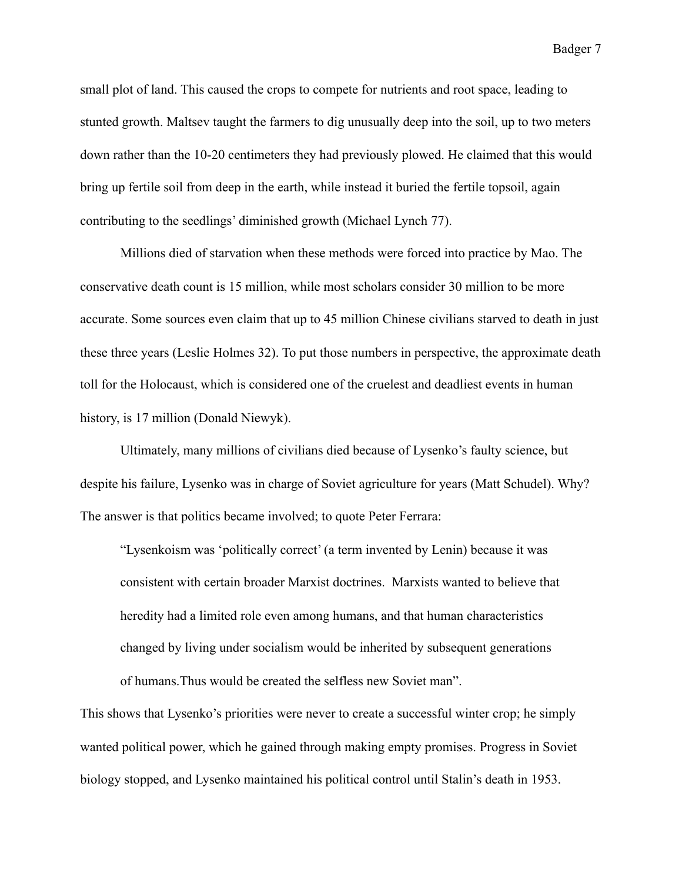small plot of land. This caused the crops to compete for nutrients and root space, leading to stunted growth. Maltsev taught the farmers to dig unusually deep into the soil, up to two meters down rather than the 10-20 centimeters they had previously plowed. He claimed that this would bring up fertile soil from deep in the earth, while instead it buried the fertile topsoil, again contributing to the seedlings' diminished growth (Michael Lynch 77).

Millions died of starvation when these methods were forced into practice by Mao. The conservative death count is 15 million, while most scholars consider 30 million to be more accurate. Some sources even claim that up to 45 million Chinese civilians starved to death in just these three years (Leslie Holmes 32). To put those numbers in perspective, the approximate death toll for the Holocaust, which is considered one of the cruelest and deadliest events in human history, is 17 million (Donald Niewyk).

Ultimately, many millions of civilians died because of Lysenko's faulty science, but despite his failure, Lysenko was in charge of Soviet agriculture for years (Matt Schudel). Why? The answer is that politics became involved; to quote Peter Ferrara:

> "Lysenkoism was 'politically correct' (a term invented by Lenin) because it was consistent with certain broader Marxist doctrines. Marxists wanted to believe that heredity had a limited role even among humans, and that human characteristics changed by living under socialism would be inherited by subsequent generations of humans.Thus would be created the selfless new Soviet man".

This shows that Lysenko's priorities were never to create a successful winter crop; he simply wanted political power, which he gained through making empty promises. Progress in Soviet biology stopped, and Lysenko maintained his political control until Stalin's death in 1953.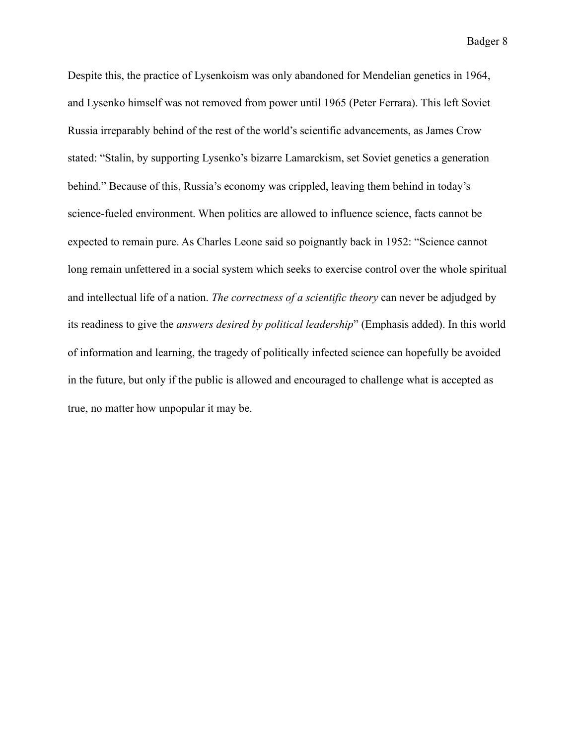Despite this, the practice of Lysenkoism was only abandoned for Mendelian genetics in 1964, and Lysenko himself was not removed from power until 1965 (Peter Ferrara). This left Soviet Russia irreparably behind of the rest of the world's scientific advancements, as James Crow stated: "Stalin, by supporting Lysenko's bizarre Lamarckism, set Soviet genetics a generation behind." Because of this, Russia's economy was crippled, leaving them behind in today's science-fueled environment. When politics are allowed to influence science, facts cannot be expected to remain pure. As Charles Leone said so poignantly back in 1952: "Science cannot long remain unfettered in a social system which seeks to exercise control over the whole spiritual and intellectual life of a nation. *The correctness of a scientific theory* can never be adjudged by its readiness to give the *answers desired by political leadership*" (Emphasis added). In this world of information and learning, the tragedy of politically infected science can hopefully be avoided in the future, but only if the public is allowed and encouraged to challenge what is accepted as true, no matter how unpopular it may be.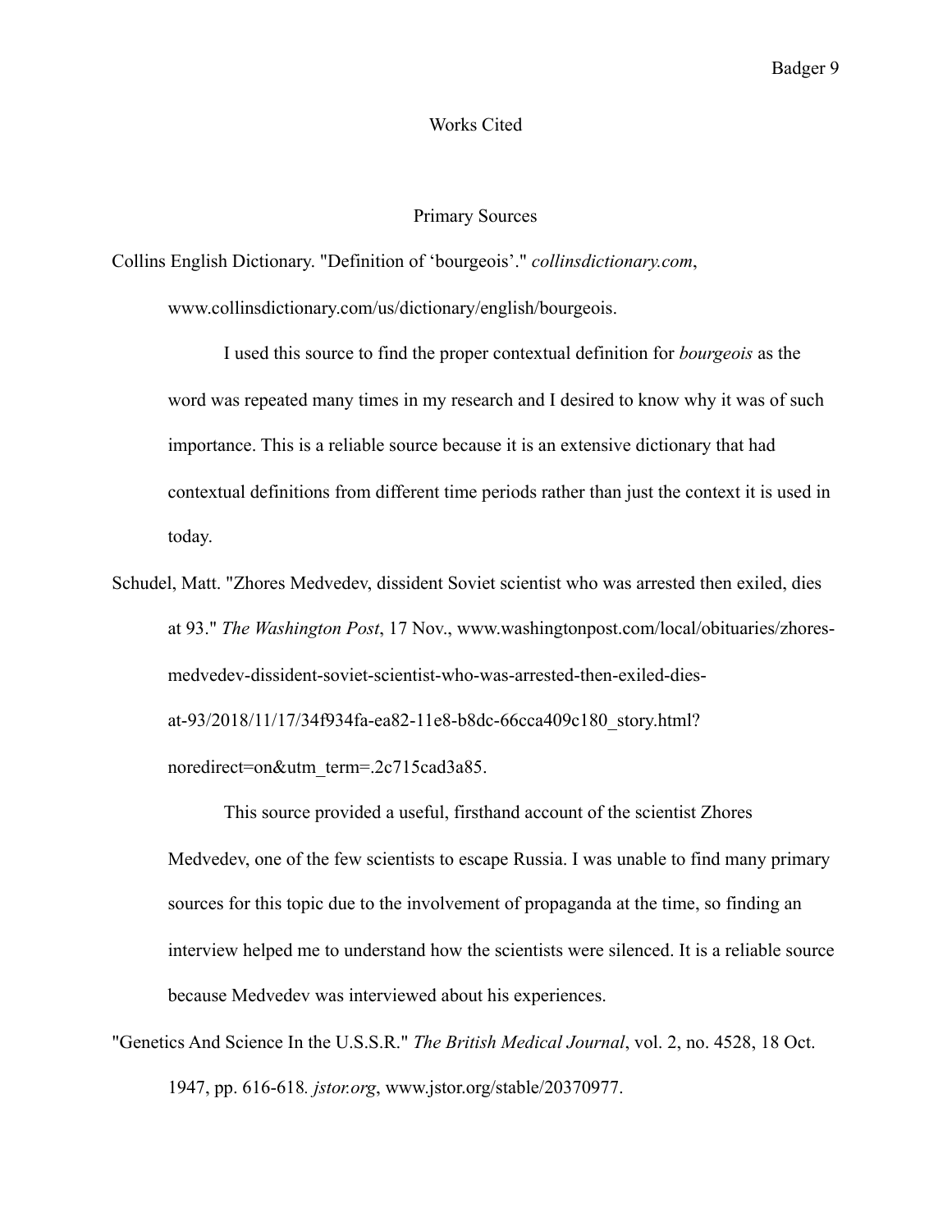# Works Cited

## Primary Sources

Collins English Dictionary. "Definition of 'bourgeois'." *collinsdictionary.com*, www.collinsdictionary.com/us/dictionary/english/bourgeois.

I used this source to find the proper contextual definition for *bourgeois* as the word was repeated many times in my research and I desired to know why it was of such importance. This is a reliable source because it is an extensive dictionary that had contextual definitions from different time periods rather than just the context it is used in today.

Schudel, Matt. "Zhores Medvedev, dissident Soviet scientist who was arrested then exiled, dies at 93." *The Washington Post*, 17 Nov., www.washingtonpost.com/local/obituaries/zhores-medvedev-dissident-soviet-scientist-who-was-arrested-then-exiled-dies-at-93/2018/11/17/34f934fa-ea82-11e8-b8dc-66cca409c180_story.html?noredirect=on&utm_term=.2c715cad3a85.

This source provided a useful, firsthand account of the scientist Zhores Medvedev, one of the few scientists to escape Russia. I was unable to find many primary sources for this topic due to the involvement of propaganda at the time, so finding an interview helped me to understand how the scientists were silenced. It is a reliable source because Medvedev was interviewed about his experiences.

"Genetics And Science In the U.S.S.R." *The British Medical Journal*, vol. 2, no. 4528, 18 Oct. 1947, pp. 616-618. *jstor.org*, www.jstor.org/stable/20370977.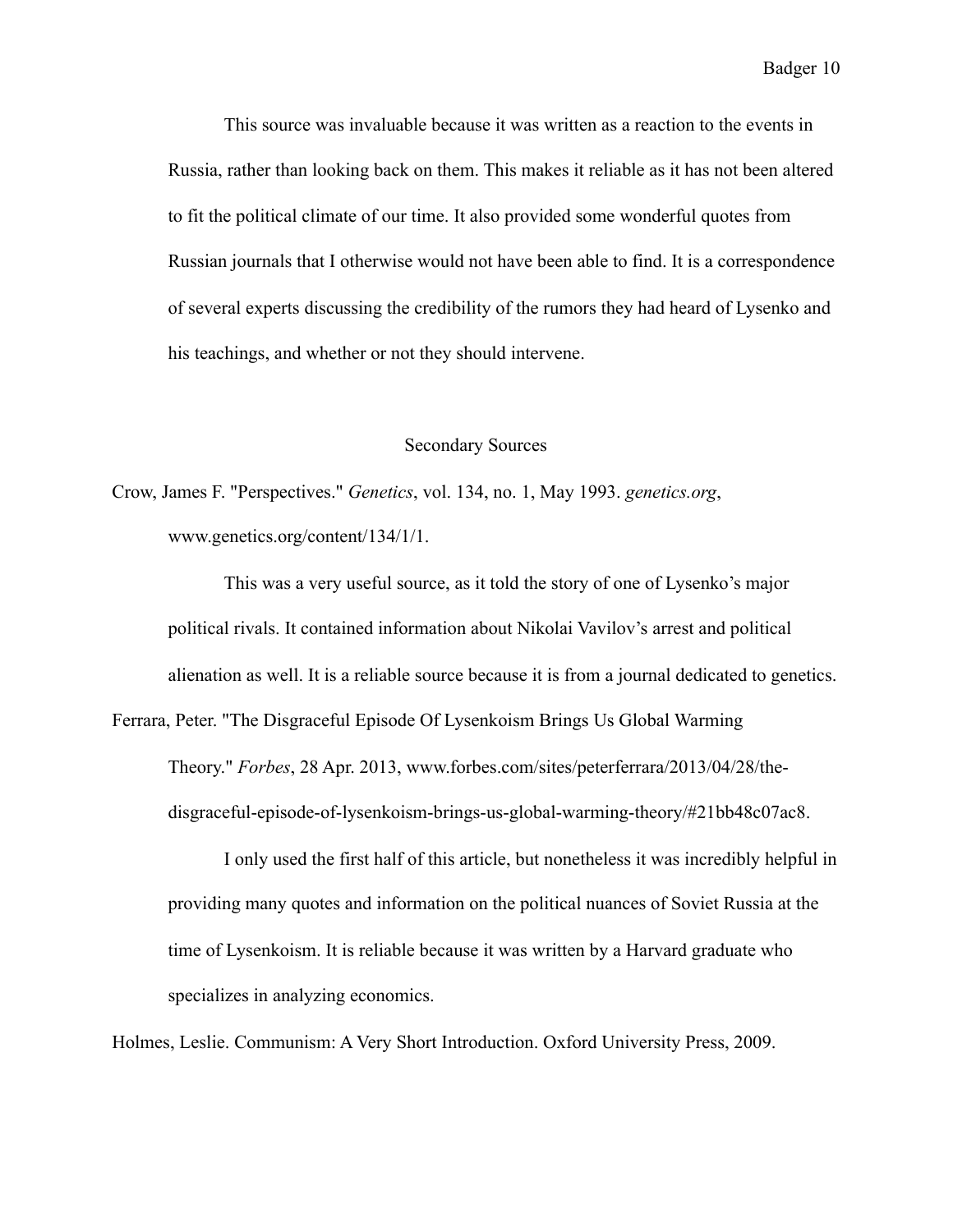This source was invaluable because it was written as a reaction to the events in Russia, rather than looking back on them. This makes it reliable as it has not been altered to fit the political climate of our time. It also provided some wonderful quotes from Russian journals that I otherwise would not have been able to find. It is a correspondence of several experts discussing the credibility of the rumors they had heard of Lysenko and his teachings, and whether or not they should intervene.

## Secondary Sources

Crow, James F. "Perspectives." *Genetics*, vol. 134, no. 1, May 1993. *genetics.org*, www.genetics.org/content/134/1/1.

This was a very useful source, as it told the story of one of Lysenko's major political rivals. It contained information about Nikolai Vavilov's arrest and political alienation as well. It is a reliable source because it is from a journal dedicated to genetics.

Ferrara, Peter. "The Disgraceful Episode Of Lysenkoism Brings Us Global Warming Theory." *Forbes*, 28 Apr. 2013, www.forbes.com/sites/peterferrara/2013/04/28/the-disgraceful-episode-of-lysenkoism-brings-us-global-warming-theory/#21bb48c07ac8.

I only used the first half of this article, but nonetheless it was incredibly helpful in providing many quotes and information on the political nuances of Soviet Russia at the time of Lysenkoism. It is reliable because it was written by a Harvard graduate who specializes in analyzing economics.

Holmes, Leslie. Communism: A Very Short Introduction. Oxford University Press, 2009.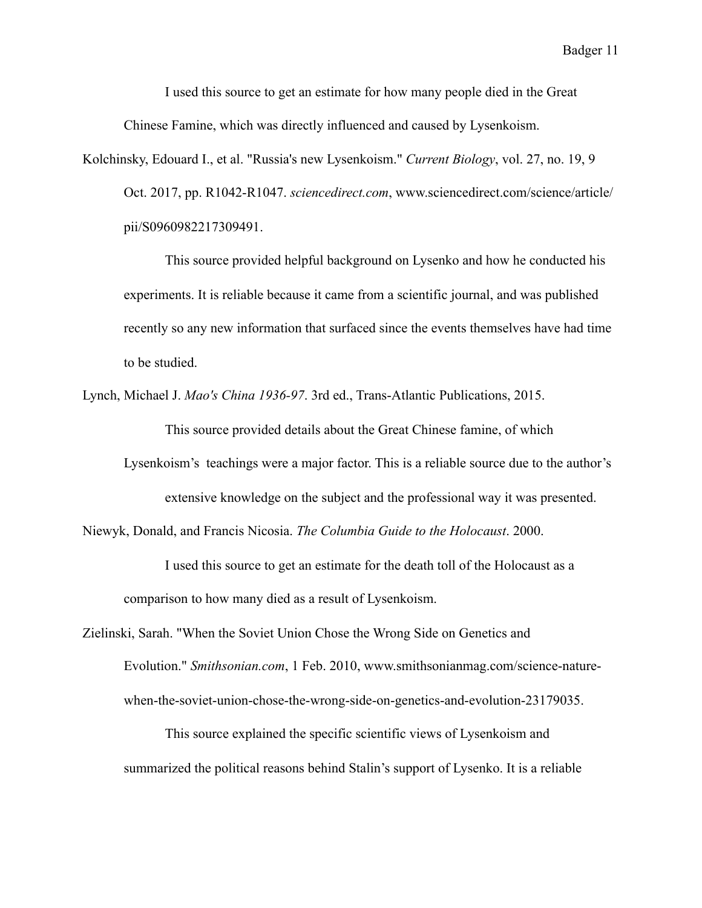I used this source to get an estimate for how many people died in the Great Chinese Famine, which was directly influenced and caused by Lysenkoism.

Kolchinsky, Edouard I., et al. "Russia's new Lysenkoism." *Current Biology*, vol. 27, no. 19, 9 Oct. 2017, pp. R1042-R1047. *sciencedirect.com*, www.sciencedirect.com/science/article/pii/S0960982217309491.

This source provided helpful background on Lysenko and how he conducted his experiments. It is reliable because it came from a scientific journal, and was published recently so any new information that surfaced since the events themselves have had time to be studied.

Lynch, Michael J. *Mao's China 1936-97*. 3rd ed., Trans-Atlantic Publications, 2015.

This source provided details about the Great Chinese famine, of which Lysenkoism's teachings were a major factor. This is a reliable source due to the author's extensive knowledge on the subject and the professional way it was presented.

Niewyk, Donald, and Francis Nicosia. *The Columbia Guide to the Holocaust*. 2000.

I used this source to get an estimate for the death toll of the Holocaust as a comparison to how many died as a result of Lysenkoism.

Zielinski, Sarah. "When the Soviet Union Chose the Wrong Side on Genetics and Evolution." *Smithsonian.com*, 1 Feb. 2010, www.smithsonianmag.com/science-nature-when-the-soviet-union-chose-the-wrong-side-on-genetics-and-evolution-23179035.

This source explained the specific scientific views of Lysenkoism and summarized the political reasons behind Stalin's support of Lysenko. It is a reliable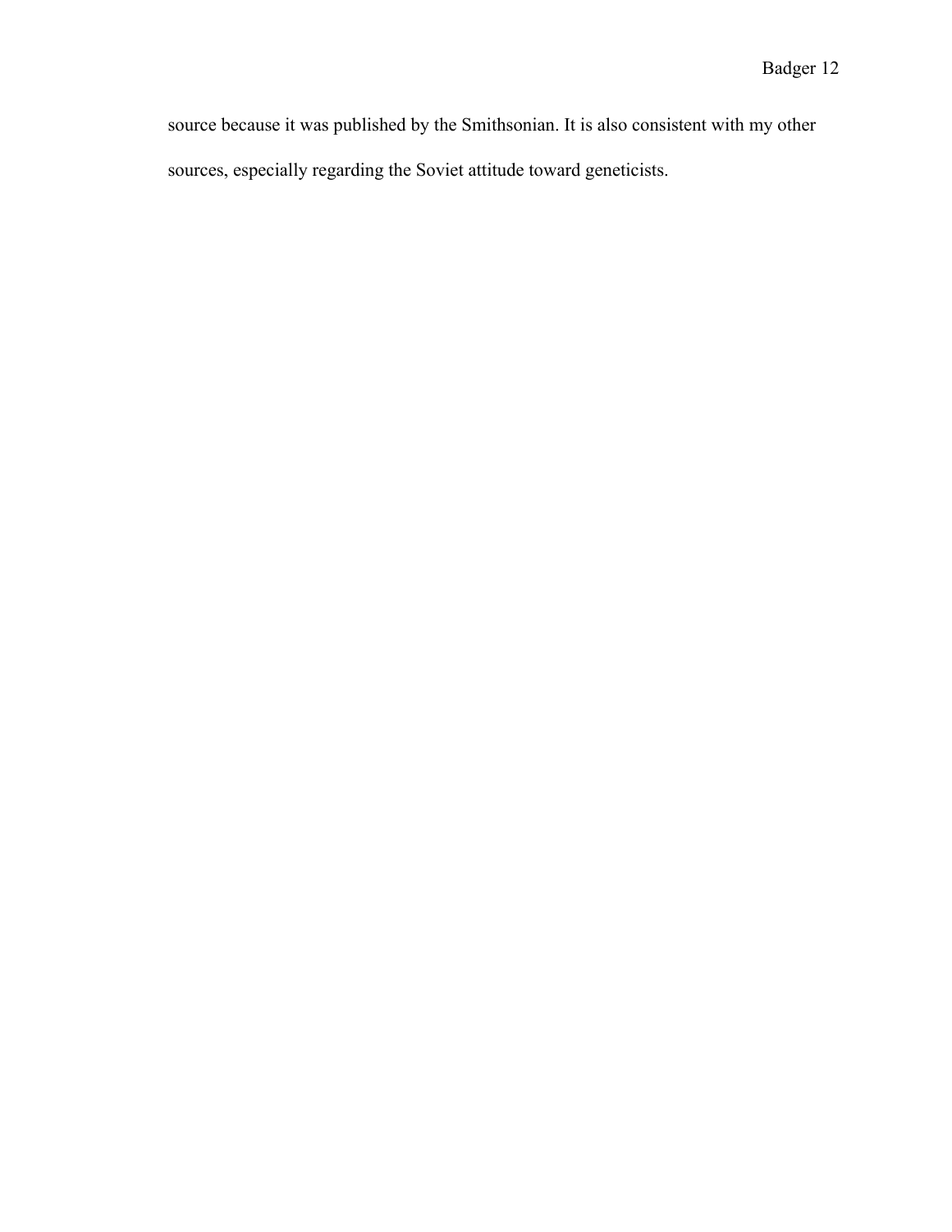source because it was published by the Smithsonian. It is also consistent with my other sources, especially regarding the Soviet attitude toward geneticists.